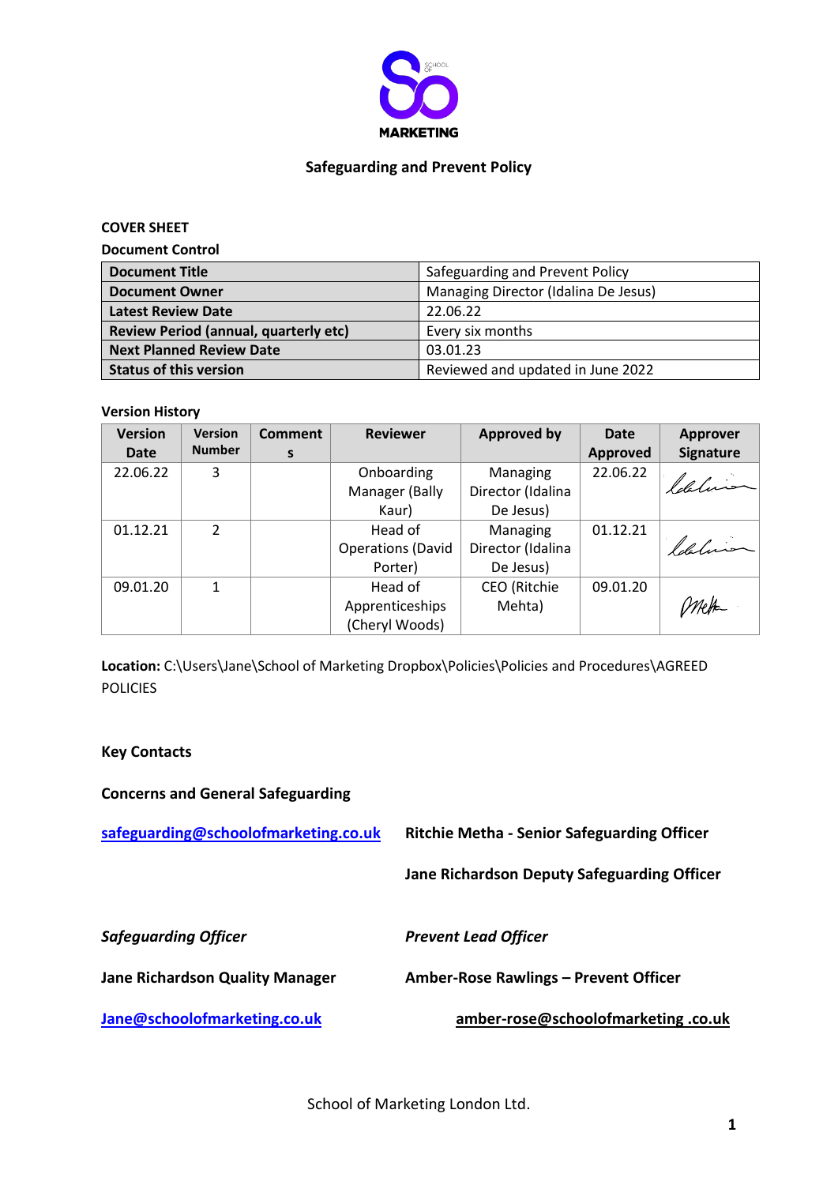# Safeguarding and Prevent Policy

**COVER SHEET**

**Document Control**

| **Document Title** | Safeguarding and Prevent Policy |
|---|---|
| **Document Owner** | Managing Director (Idalina De Jesus) |
| **Latest Review Date** | 22.06.22 |
| **Review Period (annual, quarterly etc)** | Every six months |
| **Next Planned Review Date** | 03.01.23 |
| **Status of this version** | Reviewed and updated in June 2022 |

**Version History**

| Version Date | Version Number | Comments | Reviewer | Approved by | Date Approved | Approver Signature |
|---|---|---|---|---|---|---|
| 22.06.22 | 3 | | Onboarding Manager (Bally Kaur) | Managing Director (Idalina De Jesus) | 22.06.22 | |
| 01.12.21 | 2 | | Head of Operations (David Porter) | Managing Director (Idalina De Jesus) | 01.12.21 | |
| 09.01.20 | 1 | | Head of Apprenticeships (Cheryl Woods) | CEO (Ritchie Mehta) | 09.01.20 | |

**Location:** C:\Users\Jane\School of Marketing Dropbox\Policies\Policies and Procedures\AGREED POLICIES

**Key Contacts**

**Concerns and General Safeguarding**

**safeguarding@schoolofmarketing.co.uk** — **Ritchie Metha - Senior Safeguarding Officer**

**Jane Richardson Deputy Safeguarding Officer**

***Safeguarding Officer***

**Jane Richardson Quality Manager**

**Jane@schoolofmarketing.co.uk**

***Prevent Lead Officer***

**Amber-Rose Rawlings – Prevent Officer**

**amber-rose@schoolofmarketing .co.uk**

School of Marketing London Ltd.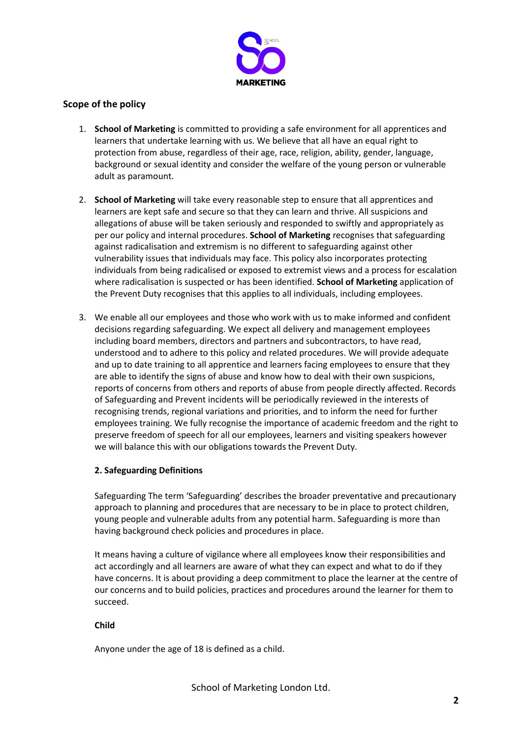## Scope of the policy

1. **School of Marketing** is committed to providing a safe environment for all apprentices and learners that undertake learning with us. We believe that all have an equal right to protection from abuse, regardless of their age, race, religion, ability, gender, language, background or sexual identity and consider the welfare of the young person or vulnerable adult as paramount.

2. **School of Marketing** will take every reasonable step to ensure that all apprentices and learners are kept safe and secure so that they can learn and thrive. All suspicions and allegations of abuse will be taken seriously and responded to swiftly and appropriately as per our policy and internal procedures. **School of Marketing** recognises that safeguarding against radicalisation and extremism is no different to safeguarding against other vulnerability issues that individuals may face. This policy also incorporates protecting individuals from being radicalised or exposed to extremist views and a process for escalation where radicalisation is suspected or has been identified. **School of Marketing** application of the Prevent Duty recognises that this applies to all individuals, including employees.

3. We enable all our employees and those who work with us to make informed and confident decisions regarding safeguarding. We expect all delivery and management employees including board members, directors and partners and subcontractors, to have read, understood and to adhere to this policy and related procedures. We will provide adequate and up to date training to all apprentice and learners facing employees to ensure that they are able to identify the signs of abuse and know how to deal with their own suspicions, reports of concerns from others and reports of abuse from people directly affected. Records of Safeguarding and Prevent incidents will be periodically reviewed in the interests of recognising trends, regional variations and priorities, and to inform the need for further employees training. We fully recognise the importance of academic freedom and the right to preserve freedom of speech for all our employees, learners and visiting speakers however we will balance this with our obligations towards the Prevent Duty.

### 2. Safeguarding Definitions

Safeguarding The term 'Safeguarding' describes the broader preventative and precautionary approach to planning and procedures that are necessary to be in place to protect children, young people and vulnerable adults from any potential harm. Safeguarding is more than having background check policies and procedures in place.

It means having a culture of vigilance where all employees know their responsibilities and act accordingly and all learners are aware of what they can expect and what to do if they have concerns. It is about providing a deep commitment to place the learner at the centre of our concerns and to build policies, practices and procedures around the learner for them to succeed.

**Child**

Anyone under the age of 18 is defined as a child.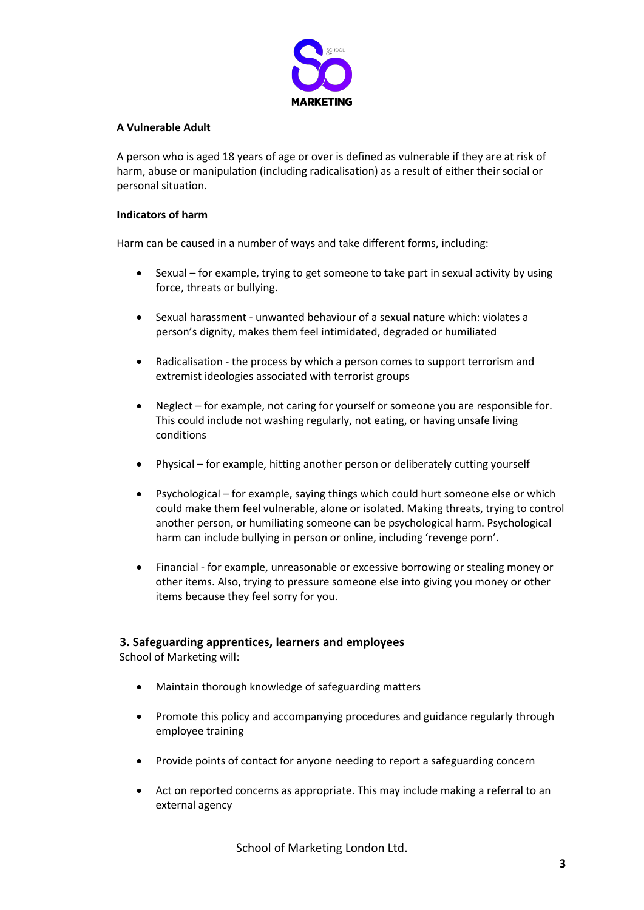**A Vulnerable Adult**

A person who is aged 18 years of age or over is defined as vulnerable if they are at risk of harm, abuse or manipulation (including radicalisation) as a result of either their social or personal situation.

**Indicators of harm**

Harm can be caused in a number of ways and take different forms, including:

- Sexual – for example, trying to get someone to take part in sexual activity by using force, threats or bullying.
- Sexual harassment - unwanted behaviour of a sexual nature which: violates a person's dignity, makes them feel intimidated, degraded or humiliated
- Radicalisation - the process by which a person comes to support terrorism and extremist ideologies associated with terrorist groups
- Neglect – for example, not caring for yourself or someone you are responsible for. This could include not washing regularly, not eating, or having unsafe living conditions
- Physical – for example, hitting another person or deliberately cutting yourself
- Psychological – for example, saying things which could hurt someone else or which could make them feel vulnerable, alone or isolated. Making threats, trying to control another person, or humiliating someone can be psychological harm. Psychological harm can include bullying in person or online, including 'revenge porn'.
- Financial - for example, unreasonable or excessive borrowing or stealing money or other items. Also, trying to pressure someone else into giving you money or other items because they feel sorry for you.

## 3. Safeguarding apprentices, learners and employees

School of Marketing will:

- Maintain thorough knowledge of safeguarding matters
- Promote this policy and accompanying procedures and guidance regularly through employee training
- Provide points of contact for anyone needing to report a safeguarding concern
- Act on reported concerns as appropriate. This may include making a referral to an external agency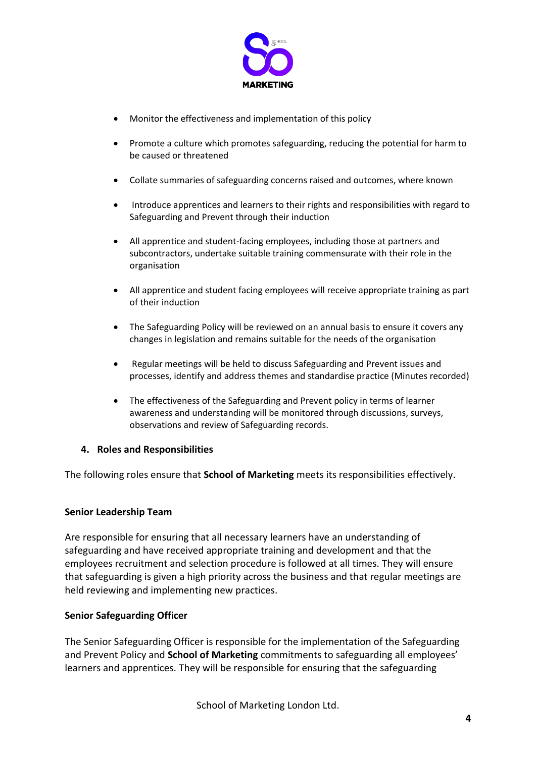- Monitor the effectiveness and implementation of this policy
- Promote a culture which promotes safeguarding, reducing the potential for harm to be caused or threatened
- Collate summaries of safeguarding concerns raised and outcomes, where known
- Introduce apprentices and learners to their rights and responsibilities with regard to Safeguarding and Prevent through their induction
- All apprentice and student-facing employees, including those at partners and subcontractors, undertake suitable training commensurate with their role in the organisation
- All apprentice and student facing employees will receive appropriate training as part of their induction
- The Safeguarding Policy will be reviewed on an annual basis to ensure it covers any changes in legislation and remains suitable for the needs of the organisation
- Regular meetings will be held to discuss Safeguarding and Prevent issues and processes, identify and address themes and standardise practice (Minutes recorded)
- The effectiveness of the Safeguarding and Prevent policy in terms of learner awareness and understanding will be monitored through discussions, surveys, observations and review of Safeguarding records.

## 4. Roles and Responsibilities

The following roles ensure that **School of Marketing** meets its responsibilities effectively.

### Senior Leadership Team

Are responsible for ensuring that all necessary learners have an understanding of safeguarding and have received appropriate training and development and that the employees recruitment and selection procedure is followed at all times. They will ensure that safeguarding is given a high priority across the business and that regular meetings are held reviewing and implementing new practices.

### Senior Safeguarding Officer

The Senior Safeguarding Officer is responsible for the implementation of the Safeguarding and Prevent Policy and **School of Marketing** commitments to safeguarding all employees' learners and apprentices. They will be responsible for ensuring that the safeguarding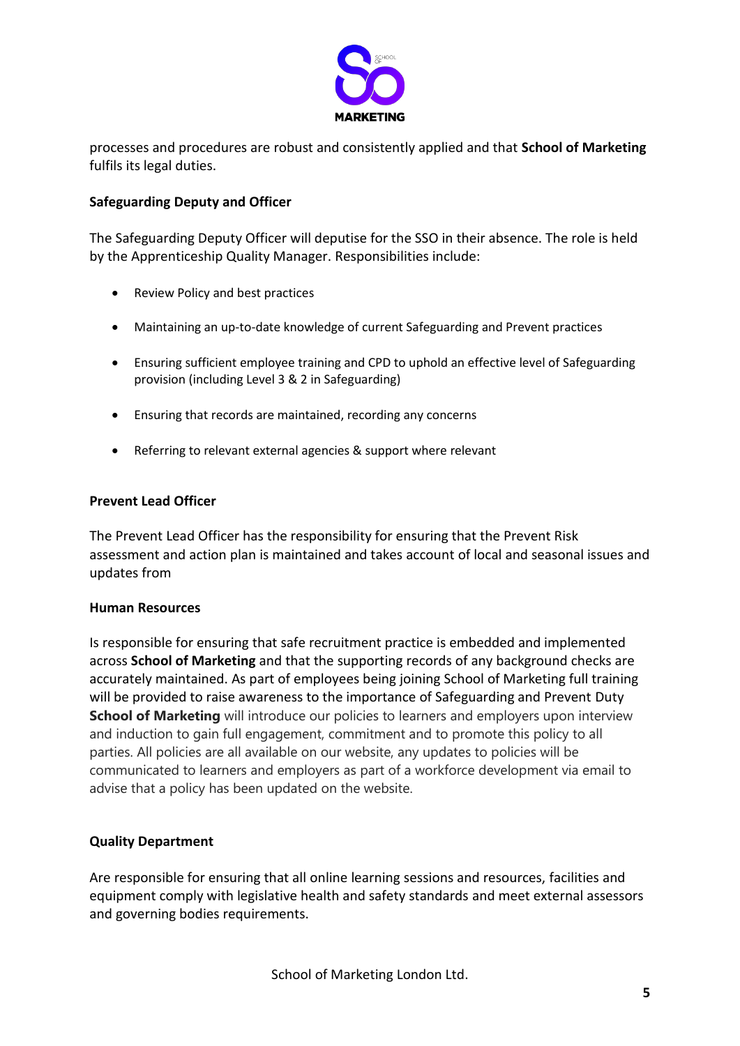processes and procedures are robust and consistently applied and that **School of Marketing** fulfils its legal duties.

**Safeguarding Deputy and Officer**

The Safeguarding Deputy Officer will deputise for the SSO in their absence. The role is held by the Apprenticeship Quality Manager. Responsibilities include:

- Review Policy and best practices
- Maintaining an up-to-date knowledge of current Safeguarding and Prevent practices
- Ensuring sufficient employee training and CPD to uphold an effective level of Safeguarding provision (including Level 3 & 2 in Safeguarding)
- Ensuring that records are maintained, recording any concerns
- Referring to relevant external agencies & support where relevant

**Prevent Lead Officer**

The Prevent Lead Officer has the responsibility for ensuring that the Prevent Risk assessment and action plan is maintained and takes account of local and seasonal issues and updates from

**Human Resources**

Is responsible for ensuring that safe recruitment practice is embedded and implemented across **School of Marketing** and that the supporting records of any background checks are accurately maintained. As part of employees being joining School of Marketing full training will be provided to raise awareness to the importance of Safeguarding and Prevent Duty **School of Marketing** will introduce our policies to learners and employers upon interview and induction to gain full engagement, commitment and to promote this policy to all parties. All policies are all available on our website, any updates to policies will be communicated to learners and employers as part of a workforce development via email to advise that a policy has been updated on the website.

**Quality Department**

Are responsible for ensuring that all online learning sessions and resources, facilities and equipment comply with legislative health and safety standards and meet external assessors and governing bodies requirements.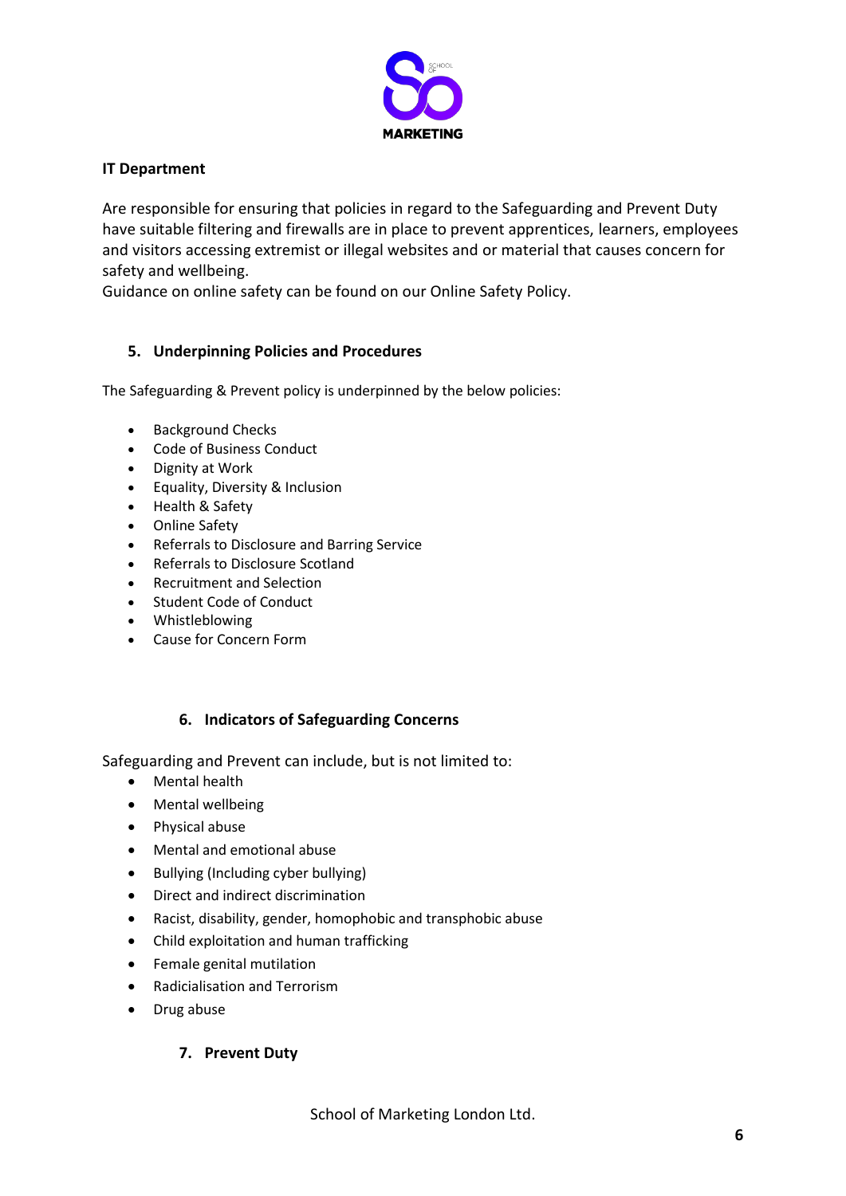**IT Department**

Are responsible for ensuring that policies in regard to the Safeguarding and Prevent Duty have suitable filtering and firewalls are in place to prevent apprentices, learners, employees and visitors accessing extremist or illegal websites and or material that causes concern for safety and wellbeing.
Guidance on online safety can be found on our Online Safety Policy.

## 5. Underpinning Policies and Procedures

The Safeguarding & Prevent policy is underpinned by the below policies:

- Background Checks
- Code of Business Conduct
- Dignity at Work
- Equality, Diversity & Inclusion
- Health & Safety
- Online Safety
- Referrals to Disclosure and Barring Service
- Referrals to Disclosure Scotland
- Recruitment and Selection
- Student Code of Conduct
- Whistleblowing
- Cause for Concern Form

## 6. Indicators of Safeguarding Concerns

Safeguarding and Prevent can include, but is not limited to:

- Mental health
- Mental wellbeing
- Physical abuse
- Mental and emotional abuse
- Bullying (Including cyber bullying)
- Direct and indirect discrimination
- Racist, disability, gender, homophobic and transphobic abuse
- Child exploitation and human trafficking
- Female genital mutilation
- Radicialisation and Terrorism
- Drug abuse

## 7. Prevent Duty

School of Marketing London Ltd.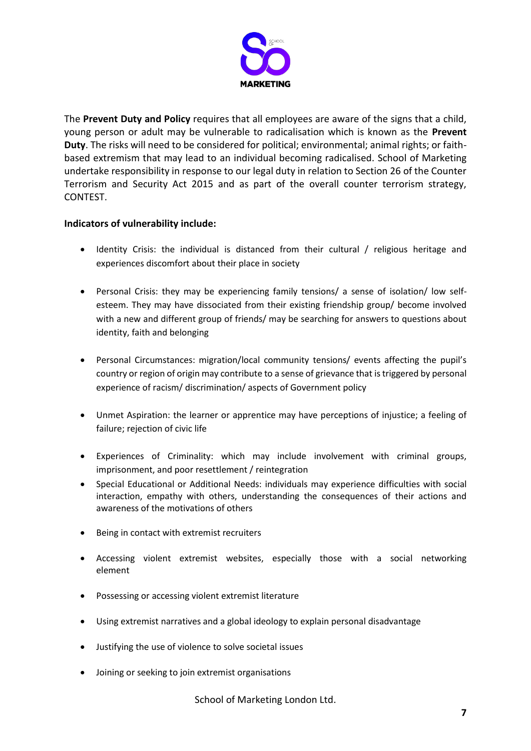The **Prevent Duty and Policy** requires that all employees are aware of the signs that a child, young person or adult may be vulnerable to radicalisation which is known as the **Prevent Duty**. The risks will need to be considered for political; environmental; animal rights; or faith-based extremism that may lead to an individual becoming radicalised. School of Marketing undertake responsibility in response to our legal duty in relation to Section 26 of the Counter Terrorism and Security Act 2015 and as part of the overall counter terrorism strategy, CONTEST.

**Indicators of vulnerability include:**

- Identity Crisis: the individual is distanced from their cultural / religious heritage and experiences discomfort about their place in society
- Personal Crisis: they may be experiencing family tensions/ a sense of isolation/ low self-esteem. They may have dissociated from their existing friendship group/ become involved with a new and different group of friends/ may be searching for answers to questions about identity, faith and belonging
- Personal Circumstances: migration/local community tensions/ events affecting the pupil's country or region of origin may contribute to a sense of grievance that is triggered by personal experience of racism/ discrimination/ aspects of Government policy
- Unmet Aspiration: the learner or apprentice may have perceptions of injustice; a feeling of failure; rejection of civic life
- Experiences of Criminality: which may include involvement with criminal groups, imprisonment, and poor resettlement / reintegration
- Special Educational or Additional Needs: individuals may experience difficulties with social interaction, empathy with others, understanding the consequences of their actions and awareness of the motivations of others
- Being in contact with extremist recruiters
- Accessing violent extremist websites, especially those with a social networking element
- Possessing or accessing violent extremist literature
- Using extremist narratives and a global ideology to explain personal disadvantage
- Justifying the use of violence to solve societal issues
- Joining or seeking to join extremist organisations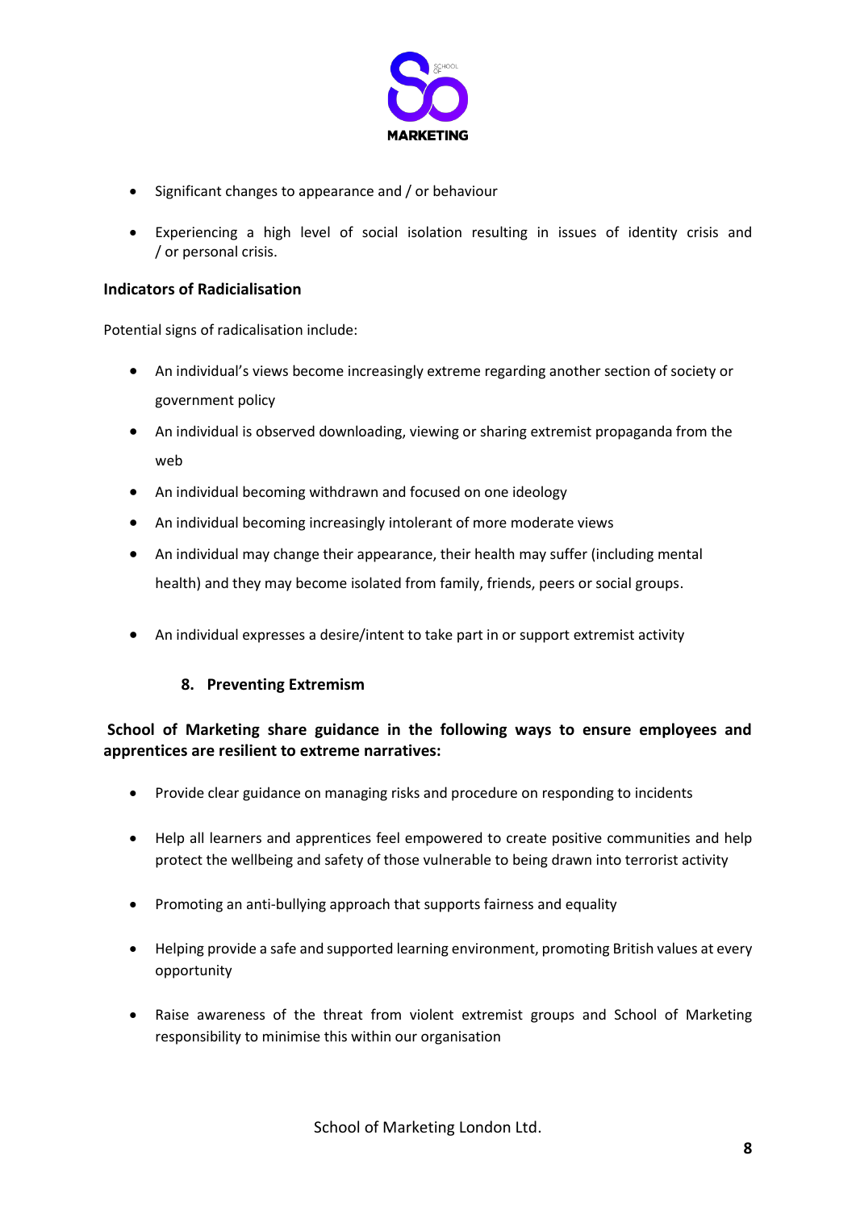- Significant changes to appearance and / or behaviour
- Experiencing a high level of social isolation resulting in issues of identity crisis and / or personal crisis.

**Indicators of Radicialisation**

Potential signs of radicalisation include:

- An individual's views become increasingly extreme regarding another section of society or government policy
- An individual is observed downloading, viewing or sharing extremist propaganda from the web
- An individual becoming withdrawn and focused on one ideology
- An individual becoming increasingly intolerant of more moderate views
- An individual may change their appearance, their health may suffer (including mental health) and they may become isolated from family, friends, peers or social groups.
- An individual expresses a desire/intent to take part in or support extremist activity

## 8. Preventing Extremism

**School of Marketing share guidance in the following ways to ensure employees and apprentices are resilient to extreme narratives:**

- Provide clear guidance on managing risks and procedure on responding to incidents
- Help all learners and apprentices feel empowered to create positive communities and help protect the wellbeing and safety of those vulnerable to being drawn into terrorist activity
- Promoting an anti-bullying approach that supports fairness and equality
- Helping provide a safe and supported learning environment, promoting British values at every opportunity
- Raise awareness of the threat from violent extremist groups and School of Marketing responsibility to minimise this within our organisation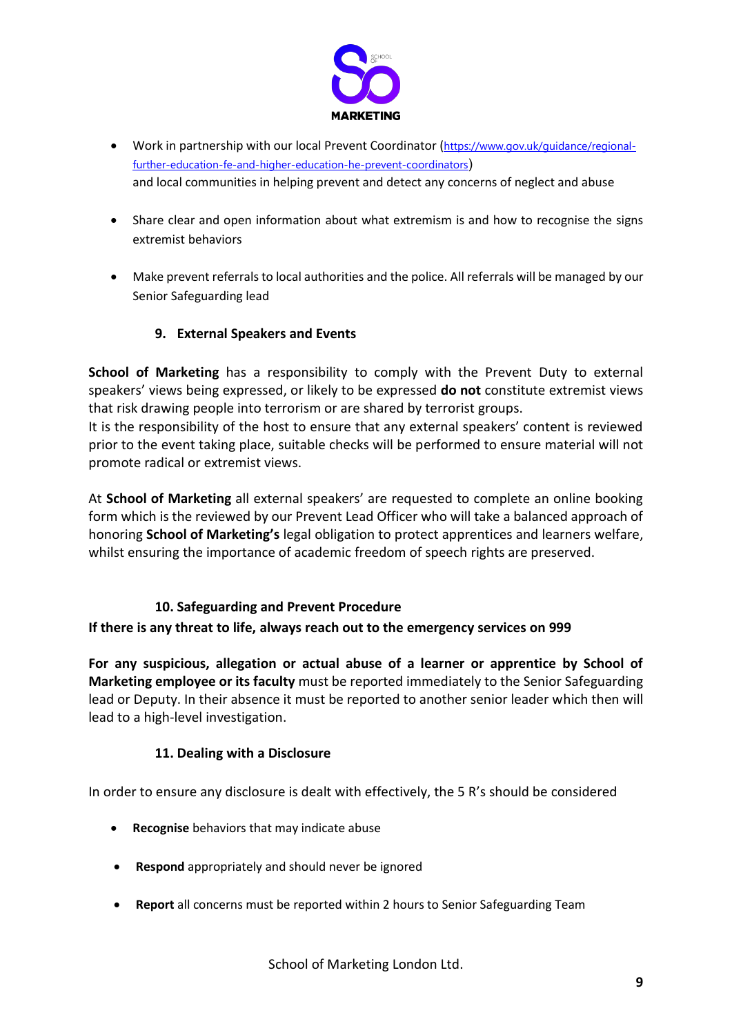- Work in partnership with our local Prevent Coordinator (https://www.gov.uk/guidance/regional-further-education-fe-and-higher-education-he-prevent-coordinators) and local communities in helping prevent and detect any concerns of neglect and abuse

- Share clear and open information about what extremism is and how to recognise the signs extremist behaviors

- Make prevent referrals to local authorities and the police. All referrals will be managed by our Senior Safeguarding lead

## 9. External Speakers and Events

**School of Marketing** has a responsibility to comply with the Prevent Duty to external speakers' views being expressed, or likely to be expressed **do not** constitute extremist views that risk drawing people into terrorism or are shared by terrorist groups.
It is the responsibility of the host to ensure that any external speakers' content is reviewed prior to the event taking place, suitable checks will be performed to ensure material will not promote radical or extremist views.

At **School of Marketing** all external speakers' are requested to complete an online booking form which is the reviewed by our Prevent Lead Officer who will take a balanced approach of honoring **School of Marketing's** legal obligation to protect apprentices and learners welfare, whilst ensuring the importance of academic freedom of speech rights are preserved.

## 10. Safeguarding and Prevent Procedure

**If there is any threat to life, always reach out to the emergency services on 999**

**For any suspicious, allegation or actual abuse of a learner or apprentice by School of Marketing employee or its faculty** must be reported immediately to the Senior Safeguarding lead or Deputy. In their absence it must be reported to another senior leader which then will lead to a high-level investigation.

## 11. Dealing with a Disclosure

In order to ensure any disclosure is dealt with effectively, the 5 R's should be considered

- **Recognise** behaviors that may indicate abuse

- **Respond** appropriately and should never be ignored

- **Report** all concerns must be reported within 2 hours to Senior Safeguarding Team

School of Marketing London Ltd.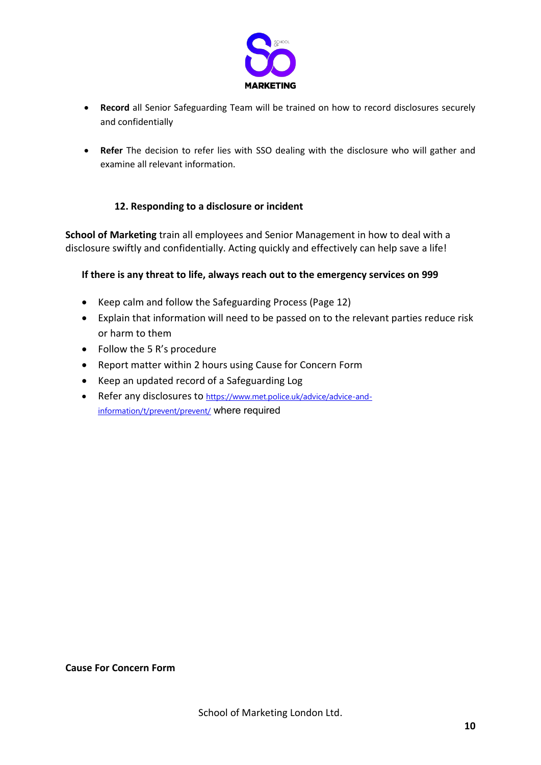- **Record** all Senior Safeguarding Team will be trained on how to record disclosures securely and confidentially

- **Refer** The decision to refer lies with SSO dealing with the disclosure who will gather and examine all relevant information.

## 12. Responding to a disclosure or incident

**School of Marketing** train all employees and Senior Management in how to deal with a disclosure swiftly and confidentially. Acting quickly and effectively can help save a life!

**If there is any threat to life, always reach out to the emergency services on 999**

- Keep calm and follow the Safeguarding Process (Page 12)
- Explain that information will need to be passed on to the relevant parties reduce risk or harm to them
- Follow the 5 R's procedure
- Report matter within 2 hours using Cause for Concern Form
- Keep an updated record of a Safeguarding Log
- Refer any disclosures to https://www.met.police.uk/advice/advice-and-information/t/prevent/prevent/ where required

**Cause For Concern Form**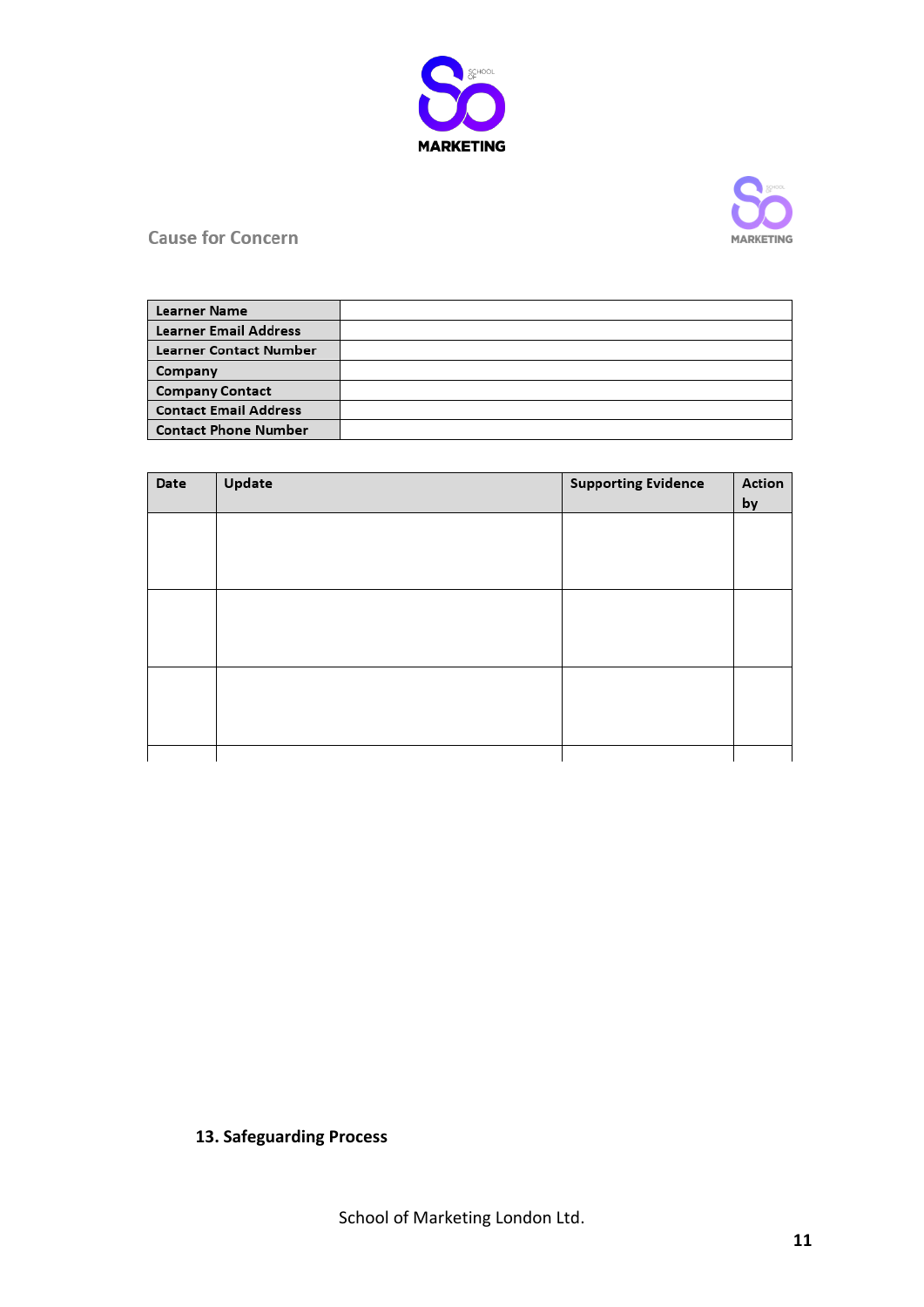## Cause for Concern

| Learner Name | |
|---|---|
| Learner Email Address | |
| Learner Contact Number | |
| Company | |
| Company Contact | |
| Contact Email Address | |
| Contact Phone Number | |

| Date | Update | Supporting Evidence | Action by |
|---|---|---|---|
| | | | |
| | | | |
| | | | |
| | | | |

**13. Safeguarding Process**

School of Marketing London Ltd.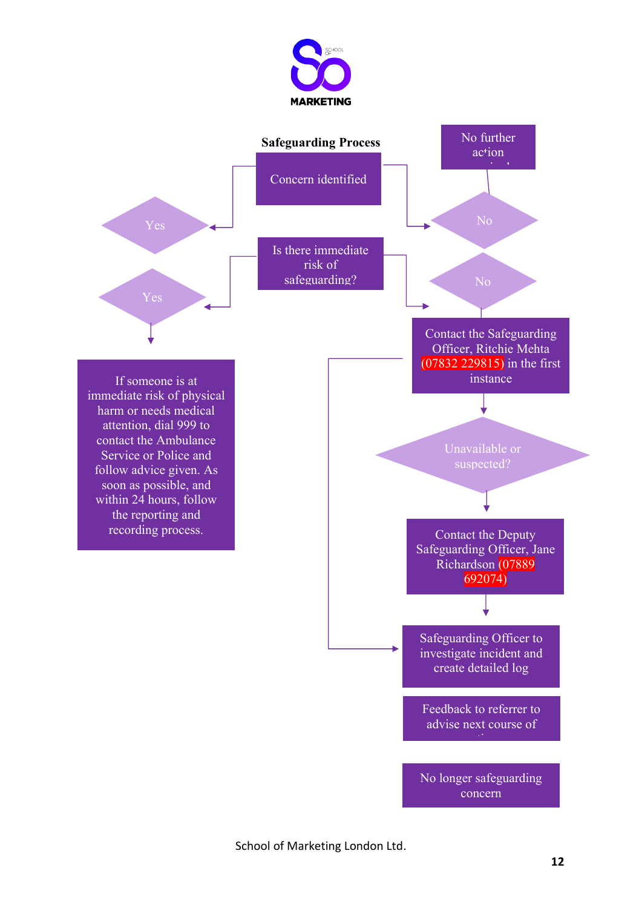## Safeguarding Process

Concern identified

Yes

No

No further action

Is there immediate risk of safeguarding?

Yes

No

If someone is at immediate risk of physical harm or needs medical attention, dial 999 to contact the Ambulance Service or Police and follow advice given. As soon as possible, and within 24 hours, follow the reporting and recording process.

Contact the Safeguarding Officer, Ritchie Mehta (07832 229815) in the first instance

Unavailable or suspected?

Contact the Deputy Safeguarding Officer, Jane Richardson (07889 692074)

Safeguarding Officer to investigate incident and create detailed log

Feedback to referrer to advise next course of

No longer safeguarding concern

School of Marketing London Ltd.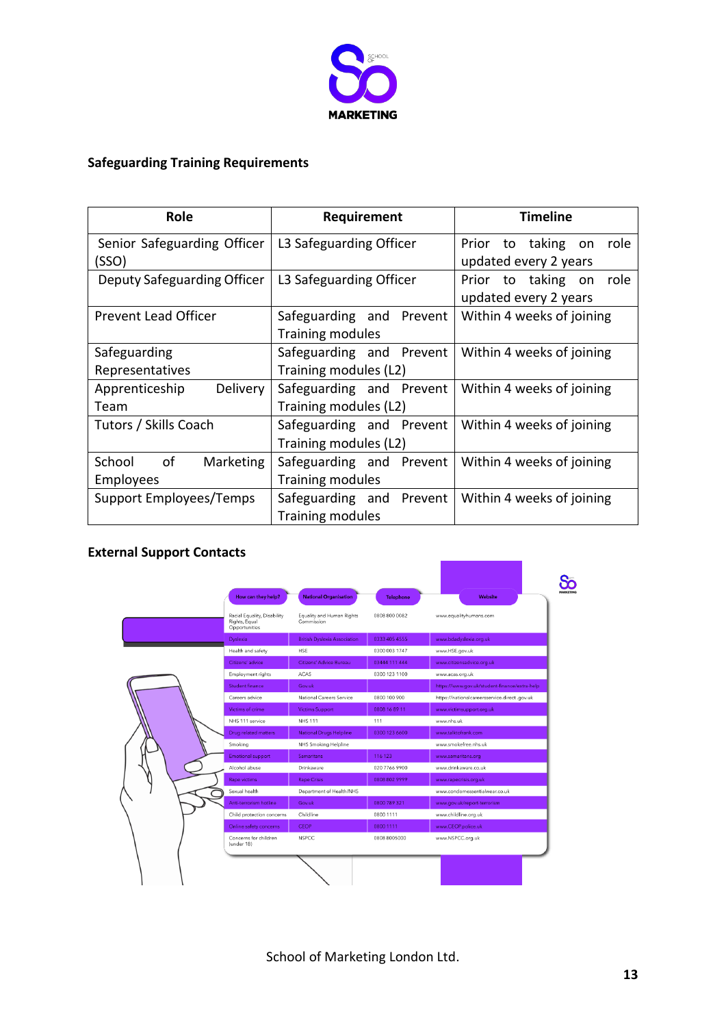## Safeguarding Training Requirements

| Role | Requirement | Timeline |
|---|---|---|
| Senior Safeguarding Officer (SSO) | L3 Safeguarding Officer | Prior to taking on role updated every 2 years |
| Deputy Safeguarding Officer | L3 Safeguarding Officer | Prior to taking on role updated every 2 years |
| Prevent Lead Officer | Safeguarding and Prevent Training modules | Within 4 weeks of joining |
| Safeguarding Representatives | Safeguarding and Prevent Training modules (L2) | Within 4 weeks of joining |
| Apprenticeship Delivery Team | Safeguarding and Prevent Training modules (L2) | Within 4 weeks of joining |
| Tutors / Skills Coach | Safeguarding and Prevent Training modules (L2) | Within 4 weeks of joining |
| School of Marketing Employees | Safeguarding and Prevent Training modules | Within 4 weeks of joining |
| Support Employees/Temps | Safeguarding and Prevent Training modules | Within 4 weeks of joining |

## External Support Contacts

| How can they help? | National Organisation | Telephone | Website |
|---|---|---|---|
| Racial Equality, Disability Rights, Equal Opportunities | Equality and Human Rights Commission | 0808 800 0082 | www.equalityhumans.com |
| Dyslexia | British Dyslexia Association | 0333 405 4555 | www.bdadyslexia.org.uk |
| Health and safety | HSE | 0300 003 1747 | www.HSE.gov.uk |
| Citizens' advice | Citizens' Advice Bureau | 03444 111 444 | www.citizensadvice.org.uk |
| Employment rights | ACAS | 0300 123 1100 | www.acas.org.uk |
| Student finance | Gov.uk | | https://www.gov.uk/student-finance/extra-help |
| Careers advice | National Careers Service | 0800 100 900 | https://nationalcareersservice.direct.gov.uk |
| Victims of crime | Victims Support | 0808 16 89 11 | www.victimsupport.org.uk |
| NHS 111 service | NHS 111 | 111 | www.nhs.uk |
| Drug related matters | National Drugs Helpline | 0300 123 6600 | www.talktofrank.com |
| Smoking | NHS Smoking Helpline | | www.smokefree.nhs.uk |
| Emotional support | Samaritans | 116 123 | www.samaritans.org |
| Alcohol abuse | Drinkaware | 020 7766 9900 | www.drinkaware.co.uk |
| Rape victims | Rape Crisis | 0808 802 9999 | www.rapecrisis.org.uk |
| Sexual health | Department of Health/NHS | | www.condomessentialwear.co.uk |
| Anti-terrorism hotline | Gov.uk | 0800 789 321 | www.gov.uk/report-terrorism |
| Child protection concerns | Childline | 0800 1111 | www.childline.org.uk |
| Online safety concerns | CEOP | 0800 1111 | www.CEOP.police.uk |
| Concerns for children (under 18) | NSPCC | 0808 8005000 | www.NSPCC.org.uk |

School of Marketing London Ltd.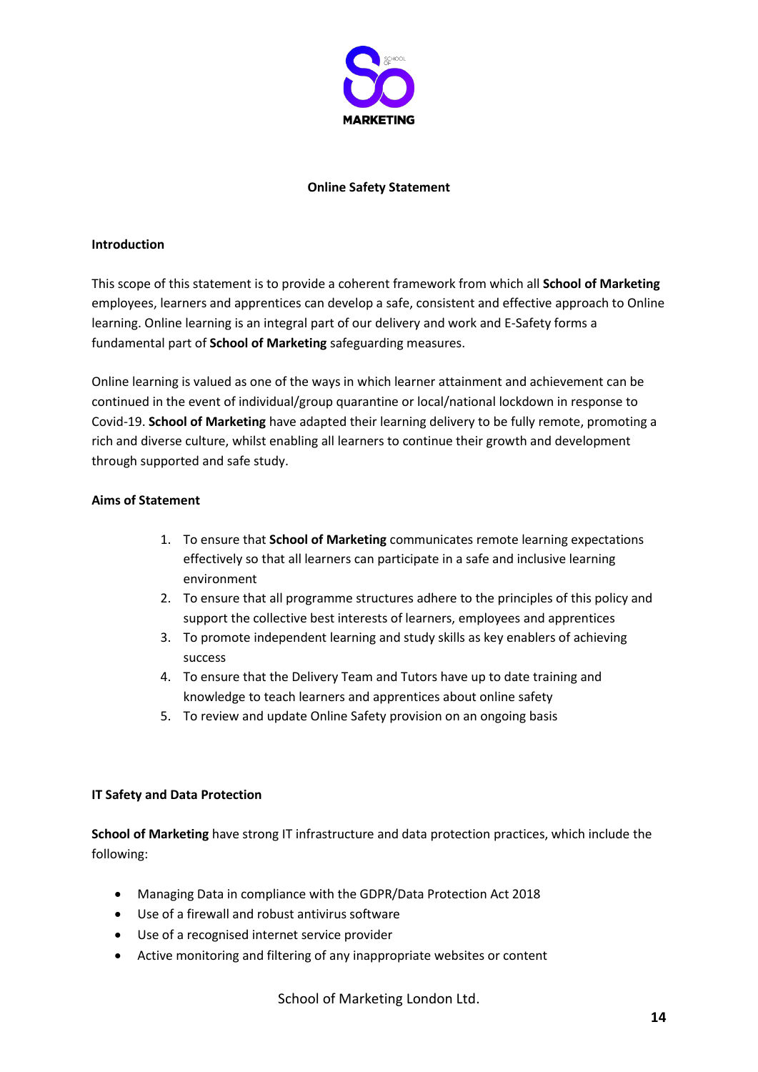**Online Safety Statement**

**Introduction**

This scope of this statement is to provide a coherent framework from which all **School of Marketing** employees, learners and apprentices can develop a safe, consistent and effective approach to Online learning. Online learning is an integral part of our delivery and work and E-Safety forms a fundamental part of **School of Marketing** safeguarding measures.

Online learning is valued as one of the ways in which learner attainment and achievement can be continued in the event of individual/group quarantine or local/national lockdown in response to Covid-19. **School of Marketing** have adapted their learning delivery to be fully remote, promoting a rich and diverse culture, whilst enabling all learners to continue their growth and development through supported and safe study.

**Aims of Statement**

1. To ensure that **School of Marketing** communicates remote learning expectations effectively so that all learners can participate in a safe and inclusive learning environment
2. To ensure that all programme structures adhere to the principles of this policy and support the collective best interests of learners, employees and apprentices
3. To promote independent learning and study skills as key enablers of achieving success
4. To ensure that the Delivery Team and Tutors have up to date training and knowledge to teach learners and apprentices about online safety
5. To review and update Online Safety provision on an ongoing basis

**IT Safety and Data Protection**

**School of Marketing** have strong IT infrastructure and data protection practices, which include the following:

- Managing Data in compliance with the GDPR/Data Protection Act 2018
- Use of a firewall and robust antivirus software
- Use of a recognised internet service provider
- Active monitoring and filtering of any inappropriate websites or content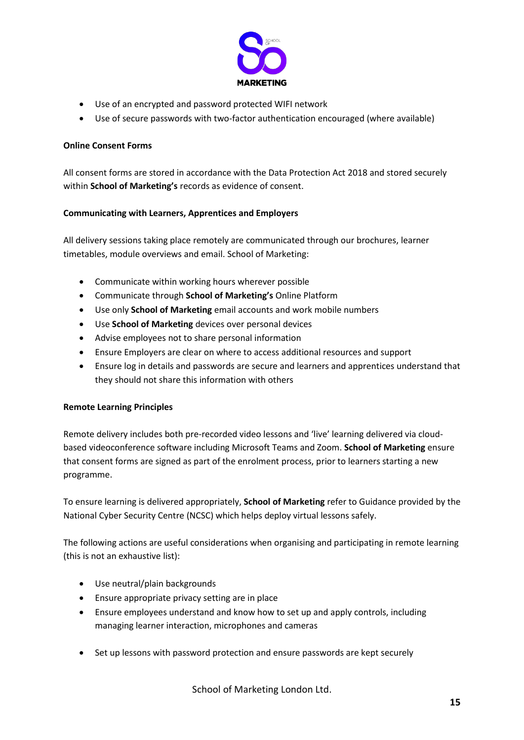- Use of an encrypted and password protected WIFI network
- Use of secure passwords with two-factor authentication encouraged (where available)

**Online Consent Forms**

All consent forms are stored in accordance with the Data Protection Act 2018 and stored securely within **School of Marketing's** records as evidence of consent.

**Communicating with Learners, Apprentices and Employers**

All delivery sessions taking place remotely are communicated through our brochures, learner timetables, module overviews and email. School of Marketing:

- Communicate within working hours wherever possible
- Communicate through **School of Marketing's** Online Platform
- Use only **School of Marketing** email accounts and work mobile numbers
- Use **School of Marketing** devices over personal devices
- Advise employees not to share personal information
- Ensure Employers are clear on where to access additional resources and support
- Ensure log in details and passwords are secure and learners and apprentices understand that they should not share this information with others

**Remote Learning Principles**

Remote delivery includes both pre-recorded video lessons and 'live' learning delivered via cloud-based videoconference software including Microsoft Teams and Zoom. **School of Marketing** ensure that consent forms are signed as part of the enrolment process, prior to learners starting a new programme.

To ensure learning is delivered appropriately, **School of Marketing** refer to Guidance provided by the National Cyber Security Centre (NCSC) which helps deploy virtual lessons safely.

The following actions are useful considerations when organising and participating in remote learning (this is not an exhaustive list):

- Use neutral/plain backgrounds
- Ensure appropriate privacy setting are in place
- Ensure employees understand and know how to set up and apply controls, including managing learner interaction, microphones and cameras
- Set up lessons with password protection and ensure passwords are kept securely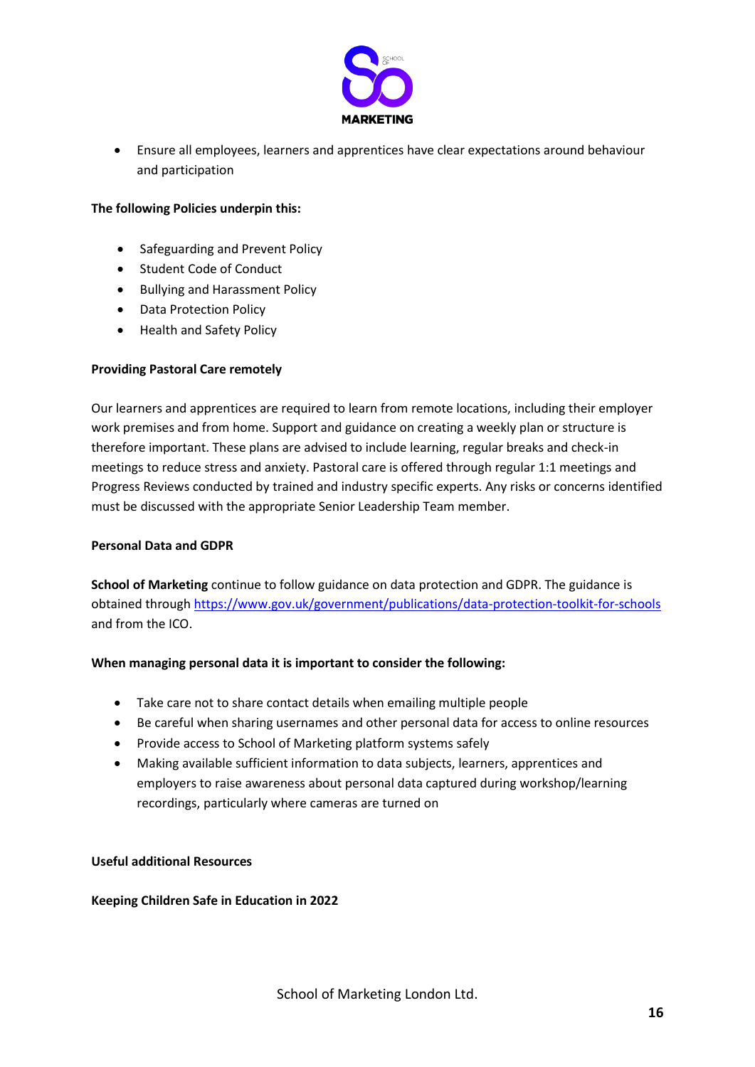- Ensure all employees, learners and apprentices have clear expectations around behaviour and participation

**The following Policies underpin this:**

- Safeguarding and Prevent Policy
- Student Code of Conduct
- Bullying and Harassment Policy
- Data Protection Policy
- Health and Safety Policy

**Providing Pastoral Care remotely**

Our learners and apprentices are required to learn from remote locations, including their employer work premises and from home. Support and guidance on creating a weekly plan or structure is therefore important. These plans are advised to include learning, regular breaks and check-in meetings to reduce stress and anxiety. Pastoral care is offered through regular 1:1 meetings and Progress Reviews conducted by trained and industry specific experts. Any risks or concerns identified must be discussed with the appropriate Senior Leadership Team member.

**Personal Data and GDPR**

**School of Marketing** continue to follow guidance on data protection and GDPR. The guidance is obtained through https://www.gov.uk/government/publications/data-protection-toolkit-for-schools and from the ICO.

**When managing personal data it is important to consider the following:**

- Take care not to share contact details when emailing multiple people
- Be careful when sharing usernames and other personal data for access to online resources
- Provide access to School of Marketing platform systems safely
- Making available sufficient information to data subjects, learners, apprentices and employers to raise awareness about personal data captured during workshop/learning recordings, particularly where cameras are turned on

**Useful additional Resources**

**Keeping Children Safe in Education in 2022**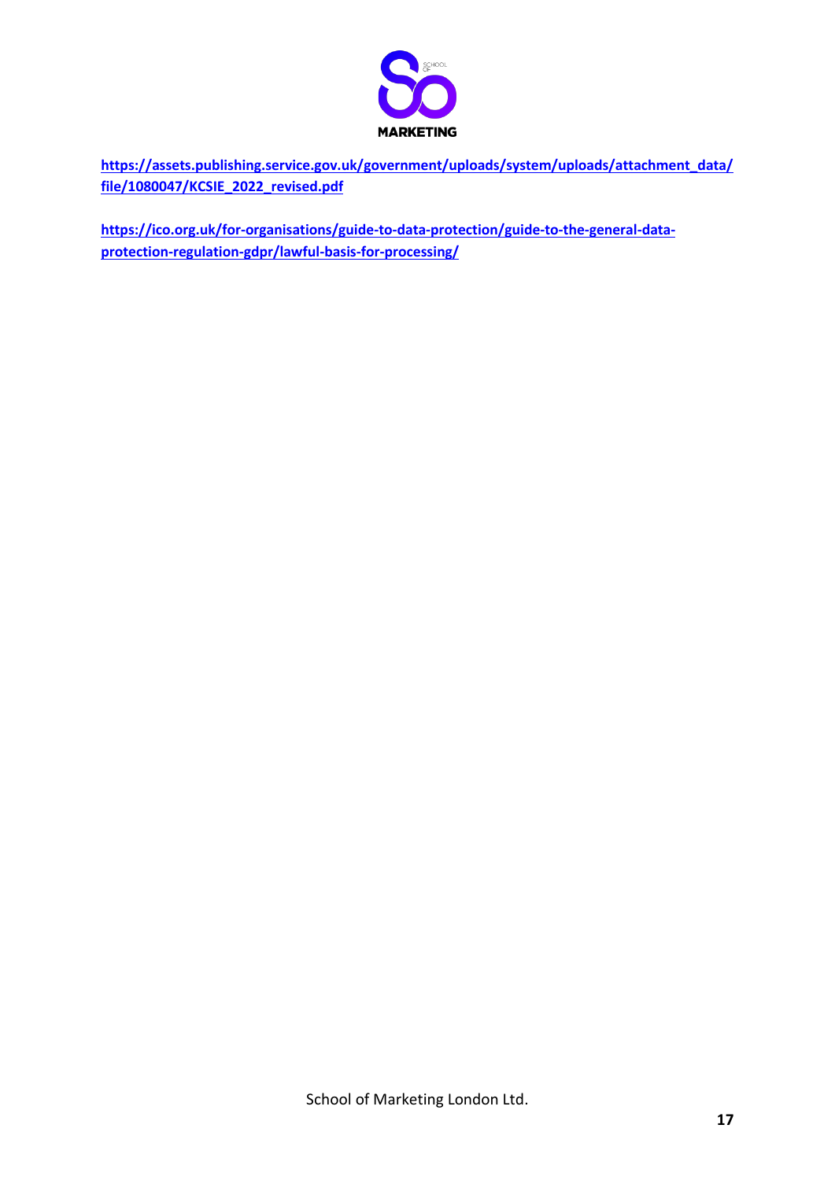**https://assets.publishing.service.gov.uk/government/uploads/system/uploads/attachment_data/file/1080047/KCSIE_2022_revised.pdf**

**https://ico.org.uk/for-organisations/guide-to-data-protection/guide-to-the-general-data-protection-regulation-gdpr/lawful-basis-for-processing/**